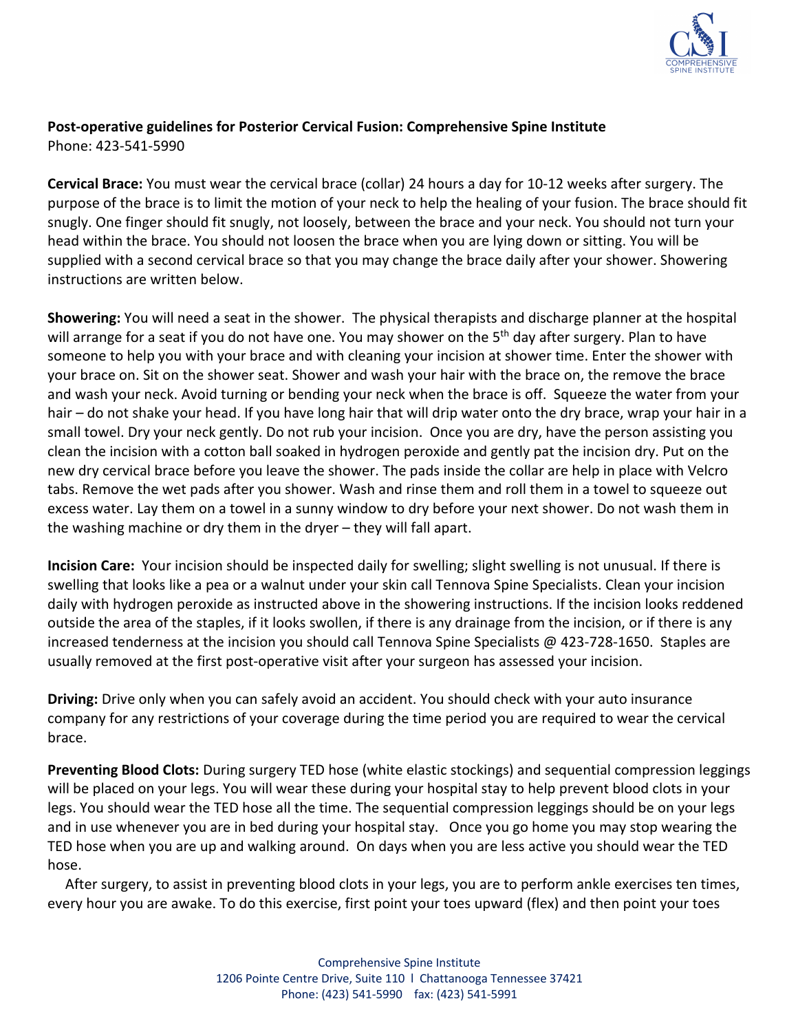**Post-operative guidelines for Posterior Cervical Fusion: Comprehensive Spine Institute**
Phone: 423-541-5990

**Cervical Brace:** You must wear the cervical brace (collar) 24 hours a day for 10-12 weeks after surgery. The purpose of the brace is to limit the motion of your neck to help the healing of your fusion. The brace should fit snugly. One finger should fit snugly, not loosely, between the brace and your neck. You should not turn your head within the brace. You should not loosen the brace when you are lying down or sitting. You will be supplied with a second cervical brace so that you may change the brace daily after your shower. Showering instructions are written below.

**Showering:** You will need a seat in the shower. The physical therapists and discharge planner at the hospital will arrange for a seat if you do not have one. You may shower on the 5th day after surgery. Plan to have someone to help you with your brace and with cleaning your incision at shower time. Enter the shower with your brace on. Sit on the shower seat. Shower and wash your hair with the brace on, the remove the brace and wash your neck. Avoid turning or bending your neck when the brace is off. Squeeze the water from your hair – do not shake your head. If you have long hair that will drip water onto the dry brace, wrap your hair in a small towel. Dry your neck gently. Do not rub your incision. Once you are dry, have the person assisting you clean the incision with a cotton ball soaked in hydrogen peroxide and gently pat the incision dry. Put on the new dry cervical brace before you leave the shower. The pads inside the collar are help in place with Velcro tabs. Remove the wet pads after you shower. Wash and rinse them and roll them in a towel to squeeze out excess water. Lay them on a towel in a sunny window to dry before your next shower. Do not wash them in the washing machine or dry them in the dryer – they will fall apart.

**Incision Care:** Your incision should be inspected daily for swelling; slight swelling is not unusual. If there is swelling that looks like a pea or a walnut under your skin call Tennova Spine Specialists. Clean your incision daily with hydrogen peroxide as instructed above in the showering instructions. If the incision looks reddened outside the area of the staples, if it looks swollen, if there is any drainage from the incision, or if there is any increased tenderness at the incision you should call Tennova Spine Specialists @ 423-728-1650. Staples are usually removed at the first post-operative visit after your surgeon has assessed your incision.

**Driving:** Drive only when you can safely avoid an accident. You should check with your auto insurance company for any restrictions of your coverage during the time period you are required to wear the cervical brace.

**Preventing Blood Clots:** During surgery TED hose (white elastic stockings) and sequential compression leggings will be placed on your legs. You will wear these during your hospital stay to help prevent blood clots in your legs. You should wear the TED hose all the time. The sequential compression leggings should be on your legs and in use whenever you are in bed during your hospital stay. Once you go home you may stop wearing the TED hose when you are up and walking around. On days when you are less active you should wear the TED hose.

After surgery, to assist in preventing blood clots in your legs, you are to perform ankle exercises ten times, every hour you are awake. To do this exercise, first point your toes upward (flex) and then point your toes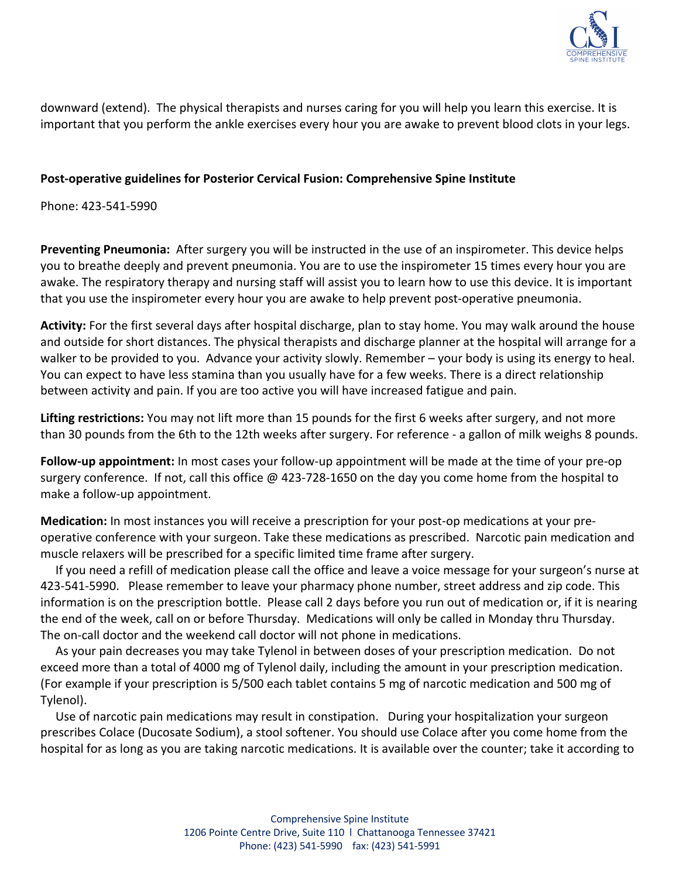downward (extend). The physical therapists and nurses caring for you will help you learn this exercise. It is important that you perform the ankle exercises every hour you are awake to prevent blood clots in your legs.

**Post-operative guidelines for Posterior Cervical Fusion: Comprehensive Spine Institute**

Phone: 423-541-5990

**Preventing Pneumonia:** After surgery you will be instructed in the use of an inspirometer. This device helps you to breathe deeply and prevent pneumonia. You are to use the inspirometer 15 times every hour you are awake. The respiratory therapy and nursing staff will assist you to learn how to use this device. It is important that you use the inspirometer every hour you are awake to help prevent post-operative pneumonia.

**Activity:** For the first several days after hospital discharge, plan to stay home. You may walk around the house and outside for short distances. The physical therapists and discharge planner at the hospital will arrange for a walker to be provided to you. Advance your activity slowly. Remember – your body is using its energy to heal. You can expect to have less stamina than you usually have for a few weeks. There is a direct relationship between activity and pain. If you are too active you will have increased fatigue and pain.

**Lifting restrictions:** You may not lift more than 15 pounds for the first 6 weeks after surgery, and not more than 30 pounds from the 6th to the 12th weeks after surgery. For reference - a gallon of milk weighs 8 pounds.

**Follow-up appointment:** In most cases your follow-up appointment will be made at the time of your pre-op surgery conference. If not, call this office @ 423-728-1650 on the day you come home from the hospital to make a follow-up appointment.

**Medication:** In most instances you will receive a prescription for your post-op medications at your pre-operative conference with your surgeon. Take these medications as prescribed. Narcotic pain medication and muscle relaxers will be prescribed for a specific limited time frame after surgery.

If you need a refill of medication please call the office and leave a voice message for your surgeon's nurse at 423-541-5990. Please remember to leave your pharmacy phone number, street address and zip code. This information is on the prescription bottle. Please call 2 days before you run out of medication or, if it is nearing the end of the week, call on or before Thursday. Medications will only be called in Monday thru Thursday. The on-call doctor and the weekend call doctor will not phone in medications.

As your pain decreases you may take Tylenol in between doses of your prescription medication. Do not exceed more than a total of 4000 mg of Tylenol daily, including the amount in your prescription medication. (For example if your prescription is 5/500 each tablet contains 5 mg of narcotic medication and 500 mg of Tylenol).

Use of narcotic pain medications may result in constipation. During your hospitalization your surgeon prescribes Colace (Ducosate Sodium), a stool softener. You should use Colace after you come home from the hospital for as long as you are taking narcotic medications. It is available over the counter; take it according to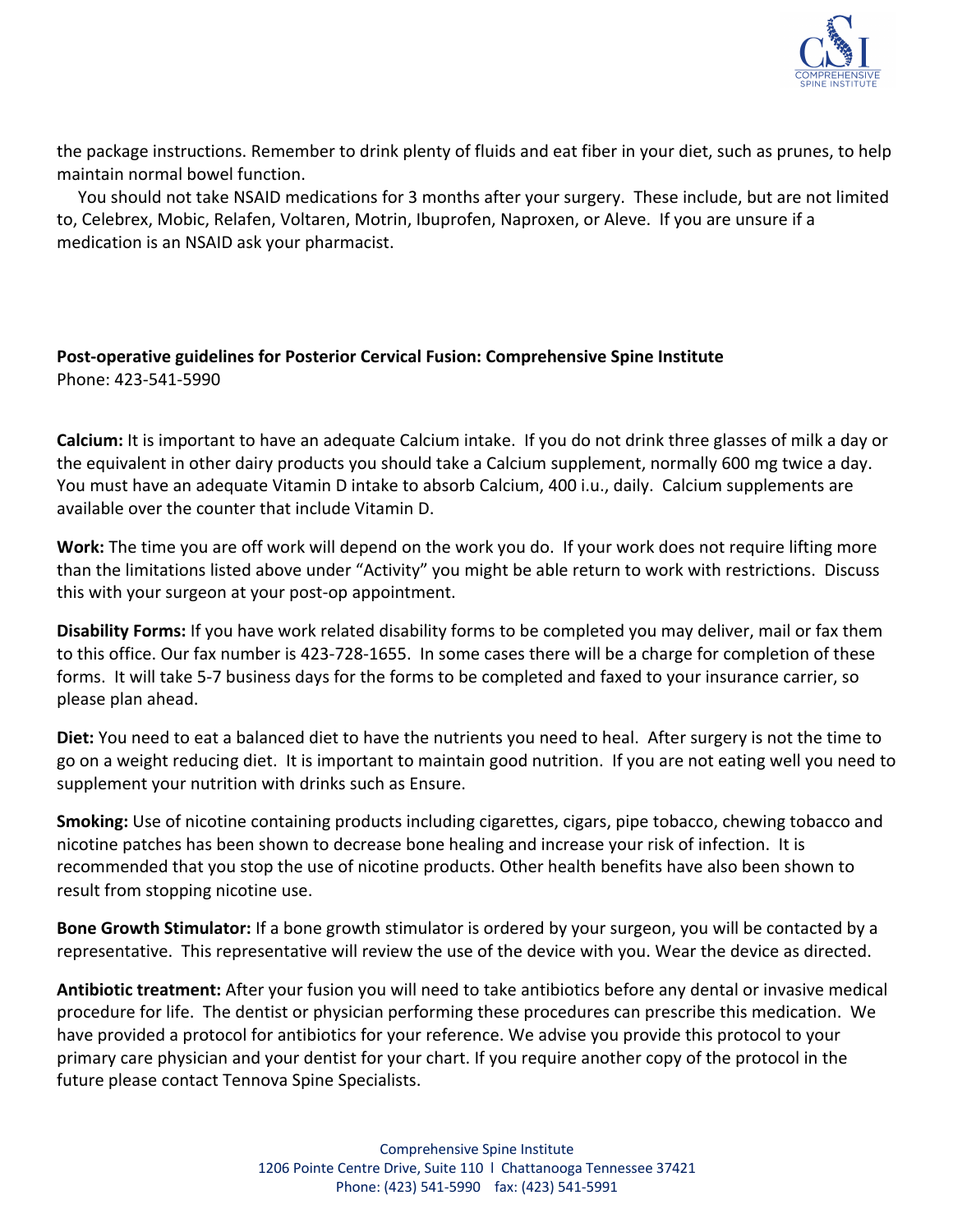the package instructions. Remember to drink plenty of fluids and eat fiber in your diet, such as prunes, to help maintain normal bowel function.

You should not take NSAID medications for 3 months after your surgery. These include, but are not limited to, Celebrex, Mobic, Relafen, Voltaren, Motrin, Ibuprofen, Naproxen, or Aleve. If you are unsure if a medication is an NSAID ask your pharmacist.

**Post-operative guidelines for Posterior Cervical Fusion: Comprehensive Spine Institute**
Phone: 423-541-5990

**Calcium:** It is important to have an adequate Calcium intake. If you do not drink three glasses of milk a day or the equivalent in other dairy products you should take a Calcium supplement, normally 600 mg twice a day. You must have an adequate Vitamin D intake to absorb Calcium, 400 i.u., daily. Calcium supplements are available over the counter that include Vitamin D.

**Work:** The time you are off work will depend on the work you do. If your work does not require lifting more than the limitations listed above under "Activity" you might be able return to work with restrictions. Discuss this with your surgeon at your post-op appointment.

**Disability Forms:** If you have work related disability forms to be completed you may deliver, mail or fax them to this office. Our fax number is 423-728-1655. In some cases there will be a charge for completion of these forms. It will take 5-7 business days for the forms to be completed and faxed to your insurance carrier, so please plan ahead.

**Diet:** You need to eat a balanced diet to have the nutrients you need to heal. After surgery is not the time to go on a weight reducing diet. It is important to maintain good nutrition. If you are not eating well you need to supplement your nutrition with drinks such as Ensure.

**Smoking:** Use of nicotine containing products including cigarettes, cigars, pipe tobacco, chewing tobacco and nicotine patches has been shown to decrease bone healing and increase your risk of infection. It is recommended that you stop the use of nicotine products. Other health benefits have also been shown to result from stopping nicotine use.

**Bone Growth Stimulator:** If a bone growth stimulator is ordered by your surgeon, you will be contacted by a representative. This representative will review the use of the device with you. Wear the device as directed.

**Antibiotic treatment:** After your fusion you will need to take antibiotics before any dental or invasive medical procedure for life. The dentist or physician performing these procedures can prescribe this medication. We have provided a protocol for antibiotics for your reference. We advise you provide this protocol to your primary care physician and your dentist for your chart. If you require another copy of the protocol in the future please contact Tennova Spine Specialists.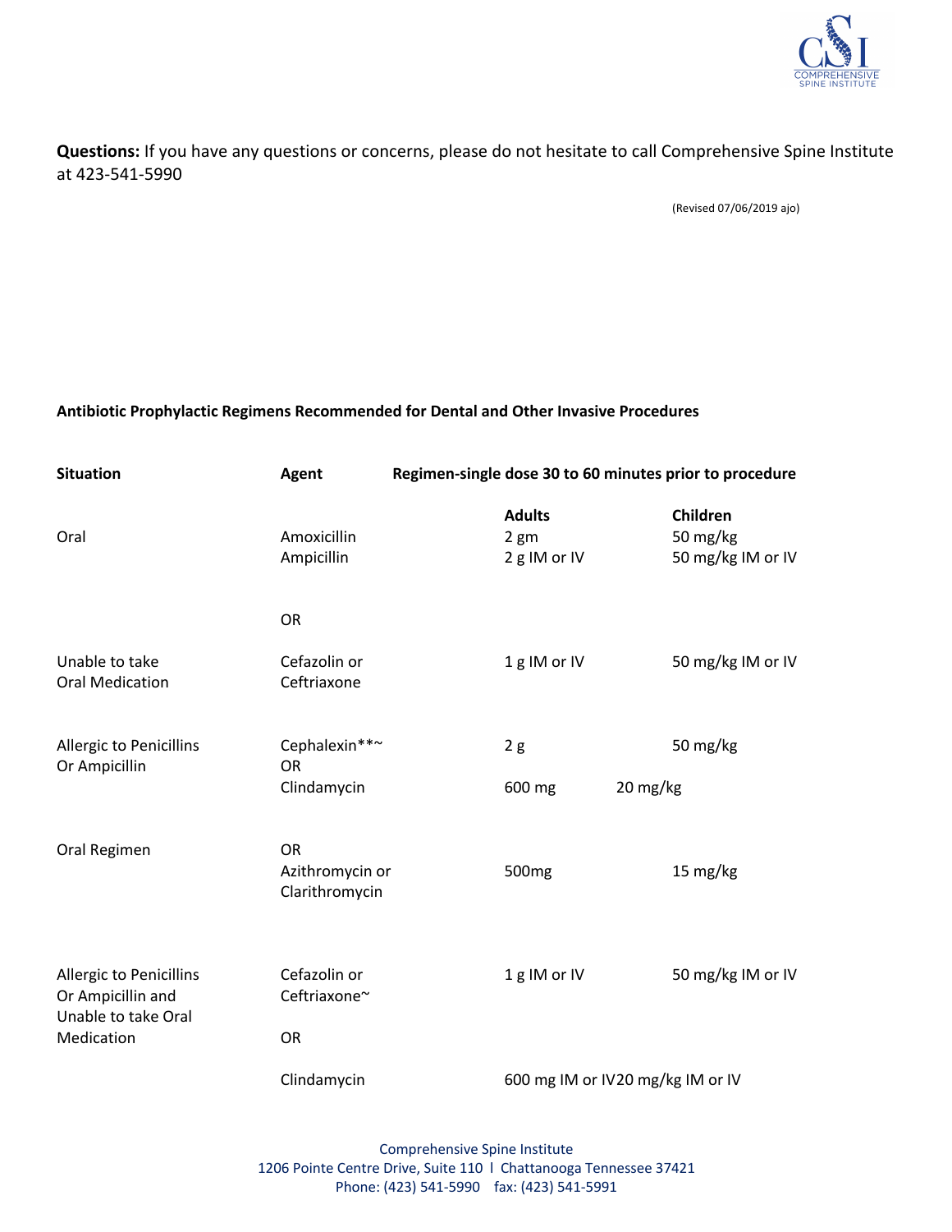**Questions:** If you have any questions or concerns, please do not hesitate to call Comprehensive Spine Institute at 423-541-5990

(Revised 07/06/2019 ajo)

**Antibiotic Prophylactic Regimens Recommended for Dental and Other Invasive Procedures**

| Situation | Agent | Regimen-single dose 30 to 60 minutes prior to procedure | |
|---|---|---|---|
| | | **Adults** | **Children** |
| Oral | Amoxicillin<br>Ampicillin | 2 gm<br>2 g IM or IV | 50 mg/kg<br>50 mg/kg IM or IV |
| | OR | | |
| Unable to take Oral Medication | Cefazolin or Ceftriaxone | 1 g IM or IV | 50 mg/kg IM or IV |
| Allergic to Penicillins Or Ampicillin | Cephalexin**~ | 2 g | 50 mg/kg |
| | OR | | |
| | Clindamycin | 600 mg | 20 mg/kg |
| Oral Regimen | OR<br>Azithromycin or Clarithromycin | 500mg | 15 mg/kg |
| Allergic to Penicillins Or Ampicillin and Unable to take Oral Medication | Cefazolin or Ceftriaxone~ | 1 g IM or IV | 50 mg/kg IM or IV |
| | OR | | |
| | Clindamycin | 600 mg IM or IV | 20 mg/kg IM or IV |

Comprehensive Spine Institute
1206 Pointe Centre Drive, Suite 110 l Chattanooga Tennessee 37421
Phone: (423) 541-5990 fax: (423) 541-5991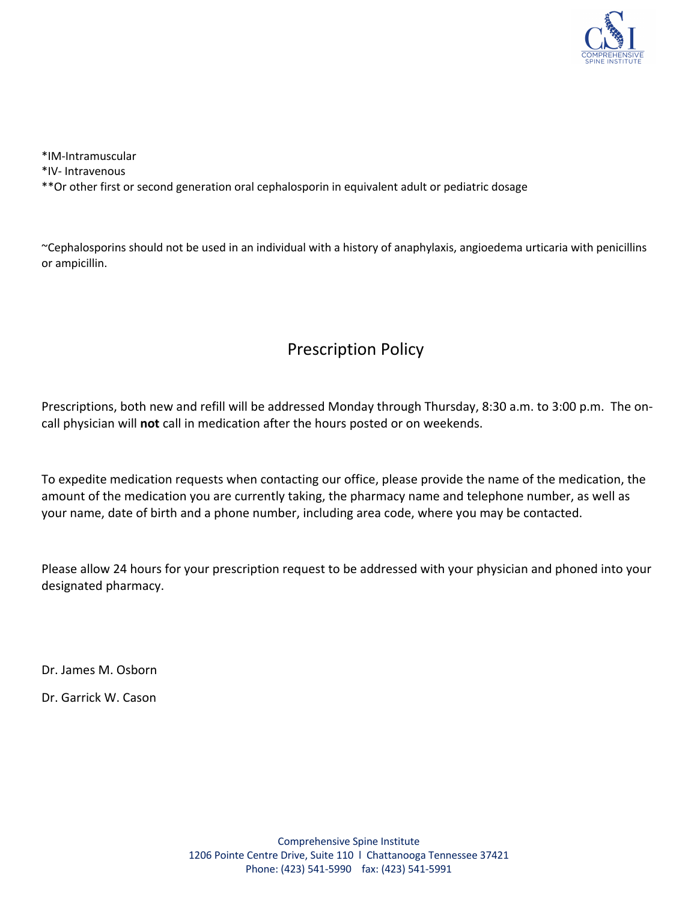*IM-Intramuscular
*IV- Intravenous
**Or other first or second generation oral cephalosporin in equivalent adult or pediatric dosage

~Cephalosporins should not be used in an individual with a history of anaphylaxis, angioedema urticaria with penicillins or ampicillin.

## Prescription Policy

Prescriptions, both new and refill will be addressed Monday through Thursday, 8:30 a.m. to 3:00 p.m. The on-call physician will **not** call in medication after the hours posted or on weekends.

To expedite medication requests when contacting our office, please provide the name of the medication, the amount of the medication you are currently taking, the pharmacy name and telephone number, as well as your name, date of birth and a phone number, including area code, where you may be contacted.

Please allow 24 hours for your prescription request to be addressed with your physician and phoned into your designated pharmacy.

Dr. James M. Osborn

Dr. Garrick W. Cason